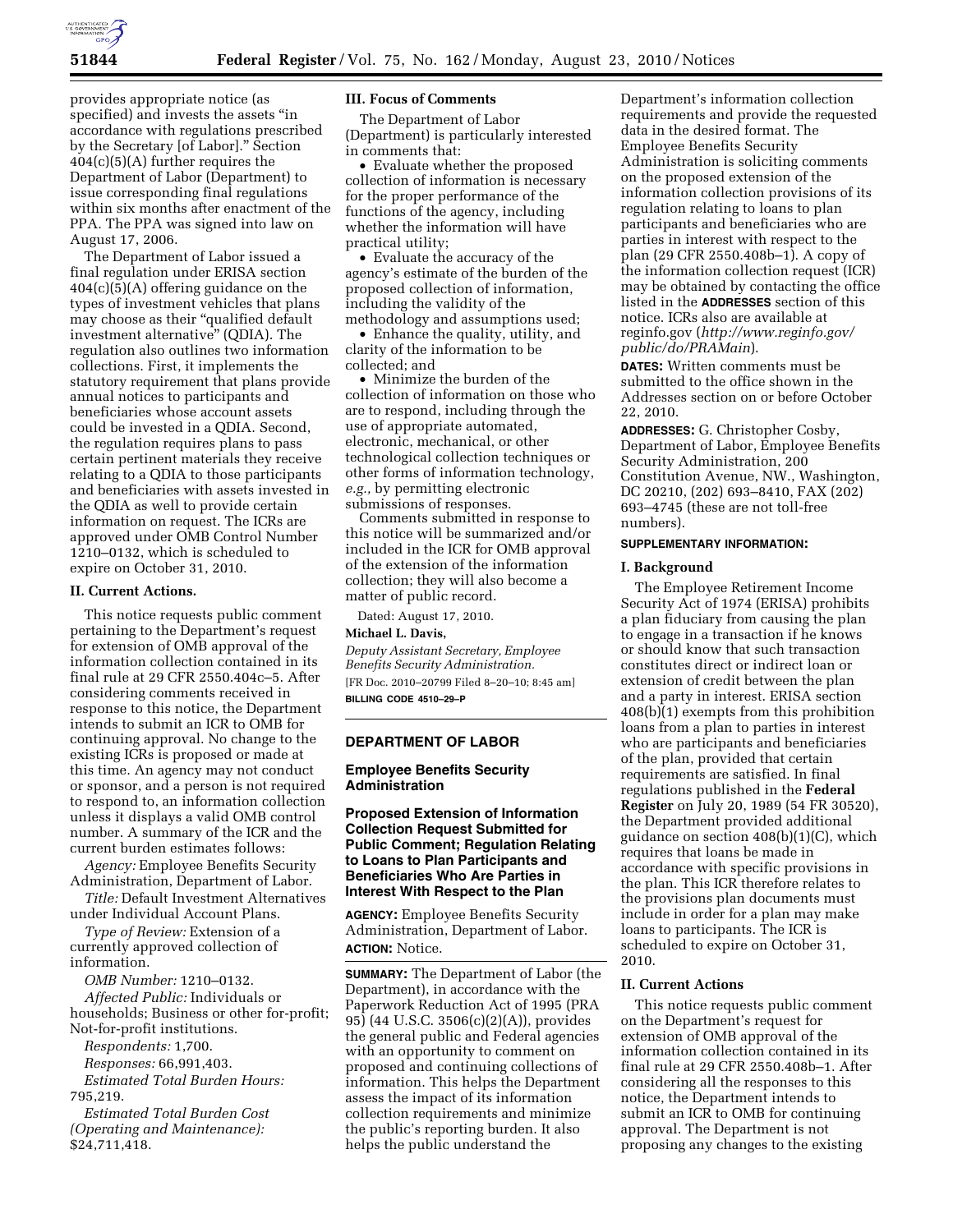provides appropriate notice (as specified) and invests the assets "in accordance with regulations prescribed by the Secretary [of Labor]." Section 404(c)(5)(A) further requires the Department of Labor (Department) to issue corresponding final regulations within six months after enactment of the PPA. The PPA was signed into law on August 17, 2006.

The Department of Labor issued a final regulation under ERISA section 404(c)(5)(A) offering guidance on the types of investment vehicles that plans may choose as their "qualified default investment alternative" (QDIA). The regulation also outlines two information collections. First, it implements the statutory requirement that plans provide annual notices to participants and beneficiaries whose account assets could be invested in a QDIA. Second, the regulation requires plans to pass certain pertinent materials they receive relating to a QDIA to those participants and beneficiaries with assets invested in the QDIA as well to provide certain information on request. The ICRs are approved under OMB Control Number 1210–0132, which is scheduled to expire on October 31, 2010.

### II. Current Actions.

This notice requests public comment pertaining to the Department's request for extension of OMB approval of the information collection contained in its final rule at 29 CFR 2550.404c–5. After considering comments received in response to this notice, the Department intends to submit an ICR to OMB for continuing approval. No change to the existing ICRs is proposed or made at this time. An agency may not conduct or sponsor, and a person is not required to respond to, an information collection unless it displays a valid OMB control number. A summary of the ICR and the current burden estimates follows:

*Agency:* Employee Benefits Security Administration, Department of Labor.

*Title:* Default Investment Alternatives under Individual Account Plans.

*Type of Review:* Extension of a currently approved collection of information.

*OMB Number:* 1210–0132.

*Affected Public:* Individuals or households; Business or other for-profit; Not-for-profit institutions.

*Respondents:* 1,700.

*Responses:* 66,991,403.

*Estimated Total Burden Hours:* 795,219.

*Estimated Total Burden Cost (Operating and Maintenance):* $24,711,418.

### III. Focus of Comments

The Department of Labor (Department) is particularly interested in comments that:

- Evaluate whether the proposed collection of information is necessary for the proper performance of the functions of the agency, including whether the information will have practical utility;
- Evaluate the accuracy of the agency's estimate of the burden of the proposed collection of information, including the validity of the methodology and assumptions used;
- Enhance the quality, utility, and clarity of the information to be collected; and
- Minimize the burden of the collection of information on those who are to respond, including through the use of appropriate automated, electronic, mechanical, or other technological collection techniques or other forms of information technology, *e.g.,* by permitting electronic submissions of responses.

Comments submitted in response to this notice will be summarized and/or included in the ICR for OMB approval of the extension of the information collection; they will also become a matter of public record.

Dated: August 17, 2010.

**Michael L. Davis,**

*Deputy Assistant Secretary, Employee Benefits Security Administration.*

[FR Doc. 2010–20799 Filed 8–20–10; 8:45 am]

**BILLING CODE 4510–29–P**

---

## DEPARTMENT OF LABOR

### Employee Benefits Security Administration

### Proposed Extension of Information Collection Request Submitted for Public Comment; Regulation Relating to Loans to Plan Participants and Beneficiaries Who Are Parties in Interest With Respect to the Plan

**AGENCY:** Employee Benefits Security Administration, Department of Labor.

**ACTION:** Notice.

**SUMMARY:** The Department of Labor (the Department), in accordance with the Paperwork Reduction Act of 1995 (PRA 95) (44 U.S.C. 3506(c)(2)(A)), provides the general public and Federal agencies with an opportunity to comment on proposed and continuing collections of information. This helps the Department assess the impact of its information collection requirements and minimize the public's reporting burden. It also helps the public understand the Department's information collection requirements and provide the requested data in the desired format. The Employee Benefits Security Administration is soliciting comments on the proposed extension of the information collection provisions of its regulation relating to loans to plan participants and beneficiaries who are parties in interest with respect to the plan (29 CFR 2550.408b–1). A copy of the information collection request (ICR) may be obtained by contacting the office listed in the **ADDRESSES** section of this notice. ICRs also are available at reginfo.gov (*http://www.reginfo.gov/public/do/PRAMain*).

**DATES:** Written comments must be submitted to the office shown in the Addresses section on or before October 22, 2010.

**ADDRESSES:** G. Christopher Cosby, Department of Labor, Employee Benefits Security Administration, 200 Constitution Avenue, NW., Washington, DC 20210, (202) 693–8410, FAX (202) 693–4745 (these are not toll-free numbers).

**SUPPLEMENTARY INFORMATION:**

### I. Background

The Employee Retirement Income Security Act of 1974 (ERISA) prohibits a plan fiduciary from causing the plan to engage in a transaction if he knows or should know that such transaction constitutes direct or indirect loan or extension of credit between the plan and a party in interest. ERISA section 408(b)(1) exempts from this prohibition loans from a plan to parties in interest who are participants and beneficiaries of the plan, provided that certain requirements are satisfied. In final regulations published in the **Federal Register** on July 20, 1989 (54 FR 30520), the Department provided additional guidance on section 408(b)(1)(C), which requires that loans be made in accordance with specific provisions in the plan. This ICR therefore relates to the provisions plan documents must include in order for a plan may make loans to participants. The ICR is scheduled to expire on October 31, 2010.

### II. Current Actions

This notice requests public comment on the Department's request for extension of OMB approval of the information collection contained in its final rule at 29 CFR 2550.408b–1. After considering all the responses to this notice, the Department intends to submit an ICR to OMB for continuing approval. The Department is not proposing any changes to the existing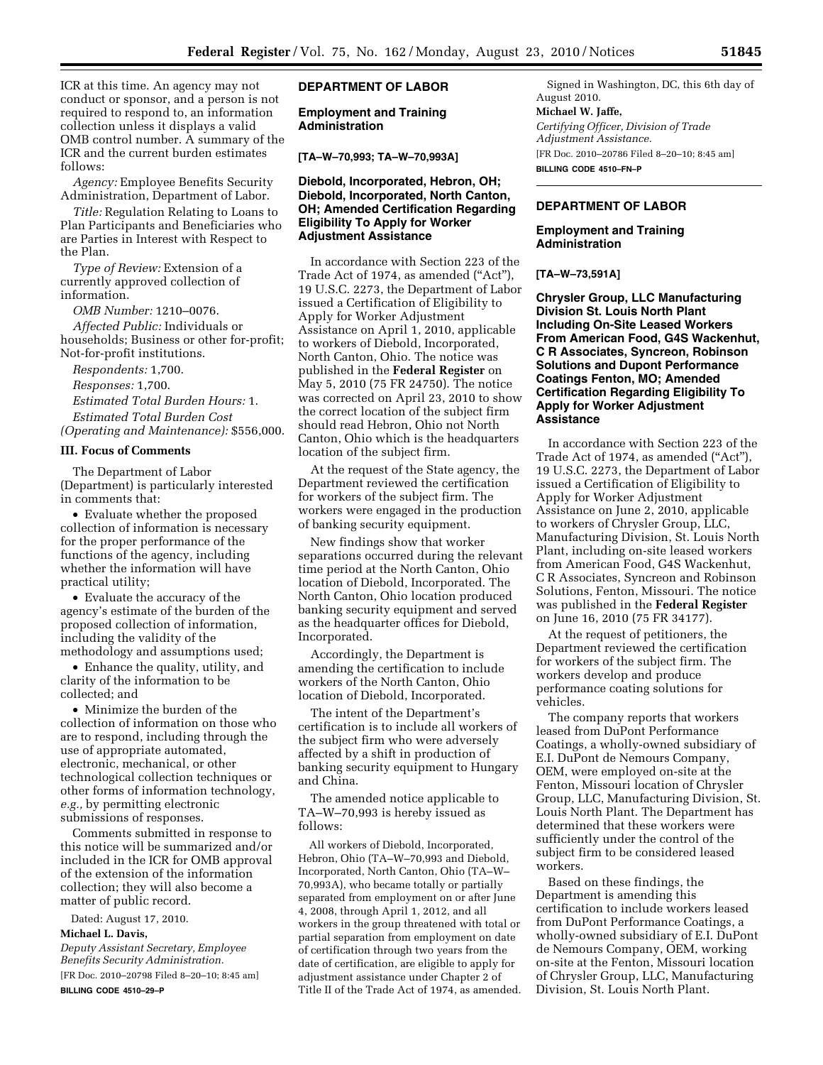ICR at this time. An agency may not conduct or sponsor, and a person is not required to respond to, an information collection unless it displays a valid OMB control number. A summary of the ICR and the current burden estimates follows:

*Agency:* Employee Benefits Security Administration, Department of Labor.

*Title:* Regulation Relating to Loans to Plan Participants and Beneficiaries who are Parties in Interest with Respect to the Plan.

*Type of Review:* Extension of a currently approved collection of information.

*OMB Number:* 1210–0076.

*Affected Public:* Individuals or households; Business or other for-profit; Not-for-profit institutions.

*Respondents:* 1,700.

*Responses:* 1,700.

*Estimated Total Burden Hours:* 1.

*Estimated Total Burden Cost (Operating and Maintenance):* $556,000.

### III. Focus of Comments

The Department of Labor (Department) is particularly interested in comments that:

- Evaluate whether the proposed collection of information is necessary for the proper performance of the functions of the agency, including whether the information will have practical utility;
- Evaluate the accuracy of the agency's estimate of the burden of the proposed collection of information, including the validity of the methodology and assumptions used;
- Enhance the quality, utility, and clarity of the information to be collected; and
- Minimize the burden of the collection of information on those who are to respond, including through the use of appropriate automated, electronic, mechanical, or other technological collection techniques or other forms of information technology, *e.g.,* by permitting electronic submissions of responses.

Comments submitted in response to this notice will be summarized and/or included in the ICR for OMB approval of the extension of the information collection; they will also become a matter of public record.

Dated: August 17, 2010.

**Michael L. Davis,**

*Deputy Assistant Secretary, Employee Benefits Security Administration.*

[FR Doc. 2010–20798 Filed 8–20–10; 8:45 am]

**BILLING CODE 4510–29–P**

## DEPARTMENT OF LABOR

### Employment and Training Administration

**[TA–W–70,993; TA–W–70,993A]**

### Diebold, Incorporated, Hebron, OH; Diebold, Incorporated, North Canton, OH; Amended Certification Regarding Eligibility To Apply for Worker Adjustment Assistance

In accordance with Section 223 of the Trade Act of 1974, as amended ("Act"), 19 U.S.C. 2273, the Department of Labor issued a Certification of Eligibility to Apply for Worker Adjustment Assistance on April 1, 2010, applicable to workers of Diebold, Incorporated, North Canton, Ohio. The notice was published in the **Federal Register** on May 5, 2010 (75 FR 24750). The notice was corrected on April 23, 2010 to show the correct location of the subject firm should read Hebron, Ohio not North Canton, Ohio which is the headquarters location of the subject firm.

At the request of the State agency, the Department reviewed the certification for workers of the subject firm. The workers were engaged in the production of banking security equipment.

New findings show that worker separations occurred during the relevant time period at the North Canton, Ohio location of Diebold, Incorporated. The North Canton, Ohio location produced banking security equipment and served as the headquarter offices for Diebold, Incorporated.

Accordingly, the Department is amending the certification to include workers of the North Canton, Ohio location of Diebold, Incorporated.

The intent of the Department's certification is to include all workers of the subject firm who were adversely affected by a shift in production of banking security equipment to Hungary and China.

The amended notice applicable to TA–W–70,993 is hereby issued as follows:

All workers of Diebold, Incorporated, Hebron, Ohio (TA–W–70,993 and Diebold, Incorporated, North Canton, Ohio (TA–W–70,993A), who became totally or partially separated from employment on or after June 4, 2008, through April 1, 2012, and all workers in the group threatened with total or partial separation from employment on date of certification through two years from the date of certification, are eligible to apply for adjustment assistance under Chapter 2 of Title II of the Trade Act of 1974, as amended.

Signed in Washington, DC, this 6th day of August 2010.

**Michael W. Jaffe,**

*Certifying Officer, Division of Trade Adjustment Assistance.*

[FR Doc. 2010–20786 Filed 8–20–10; 8:45 am]

**BILLING CODE 4510–FN–P**

## DEPARTMENT OF LABOR

### Employment and Training Administration

**[TA–W–73,591A]**

### Chrysler Group, LLC Manufacturing Division St. Louis North Plant Including On-Site Leased Workers From American Food, G4S Wackenhut, C R Associates, Syncreon, Robinson Solutions and Dupont Performance Coatings Fenton, MO; Amended Certification Regarding Eligibility To Apply for Worker Adjustment Assistance

In accordance with Section 223 of the Trade Act of 1974, as amended ("Act"), 19 U.S.C. 2273, the Department of Labor issued a Certification of Eligibility to Apply for Worker Adjustment Assistance on June 2, 2010, applicable to workers of Chrysler Group, LLC, Manufacturing Division, St. Louis North Plant, including on-site leased workers from American Food, G4S Wackenhut, C R Associates, Syncreon and Robinson Solutions, Fenton, Missouri. The notice was published in the **Federal Register** on June 16, 2010 (75 FR 34177).

At the request of petitioners, the Department reviewed the certification for workers of the subject firm. The workers develop and produce performance coating solutions for vehicles.

The company reports that workers leased from DuPont Performance Coatings, a wholly-owned subsidiary of E.I. DuPont de Nemours Company, OEM, were employed on-site at the Fenton, Missouri location of Chrysler Group, LLC, Manufacturing Division, St. Louis North Plant. The Department has determined that these workers were sufficiently under the control of the subject firm to be considered leased workers.

Based on these findings, the Department is amending this certification to include workers leased from DuPont Performance Coatings, a wholly-owned subsidiary of E.I. DuPont de Nemours Company, OEM, working on-site at the Fenton, Missouri location of Chrysler Group, LLC, Manufacturing Division, St. Louis North Plant.